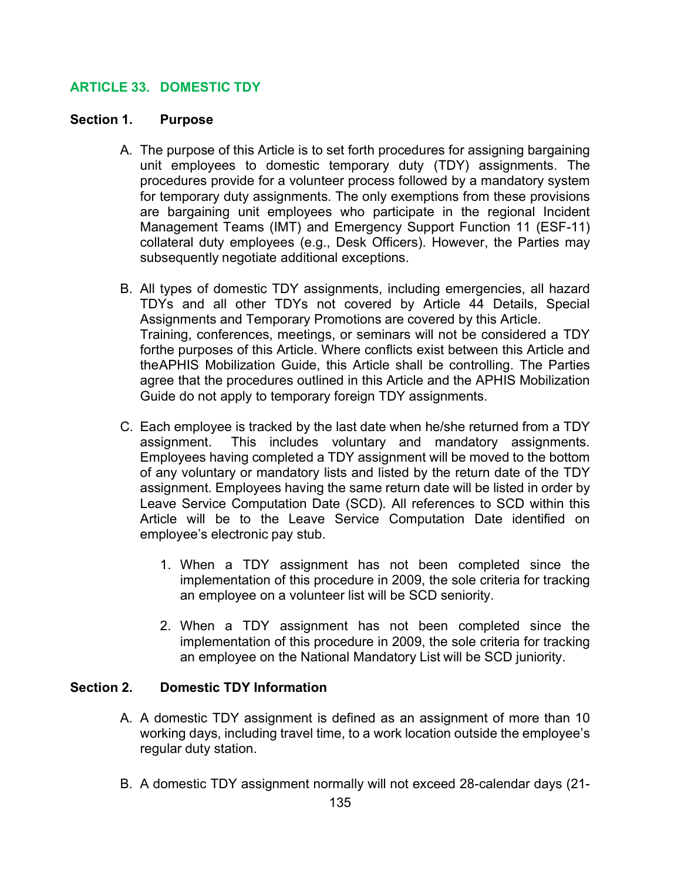## ARTICLE 33. DOMESTIC TDY

### Section 1. Purpose

A. The purpose of this Article is to set forth procedures for assigning bargaining unit employees to domestic temporary duty (TDY) assignments. The procedures provide for a volunteer process followed by a mandatory system for temporary duty assignments. The only exemptions from these provisions are bargaining unit employees who participate in the regional Incident Management Teams (IMT) and Emergency Support Function 11 (ESF-11) collateral duty employees (e.g., Desk Officers). However, the Parties may subsequently negotiate additional exceptions.

B. All types of domestic TDY assignments, including emergencies, all hazard TDYs and all other TDYs not covered by Article 44 Details, Special Assignments and Temporary Promotions are covered by this Article. Training, conferences, meetings, or seminars will not be considered a TDY forthe purposes of this Article. Where conflicts exist between this Article and theAPHIS Mobilization Guide, this Article shall be controlling. The Parties agree that the procedures outlined in this Article and the APHIS Mobilization Guide do not apply to temporary foreign TDY assignments.

C. Each employee is tracked by the last date when he/she returned from a TDY assignment. This includes voluntary and mandatory assignments. Employees having completed a TDY assignment will be moved to the bottom of any voluntary or mandatory lists and listed by the return date of the TDY assignment. Employees having the same return date will be listed in order by Leave Service Computation Date (SCD). All references to SCD within this Article will be to the Leave Service Computation Date identified on employee's electronic pay stub.

   1. When a TDY assignment has not been completed since the implementation of this procedure in 2009, the sole criteria for tracking an employee on a volunteer list will be SCD seniority.

   2. When a TDY assignment has not been completed since the implementation of this procedure in 2009, the sole criteria for tracking an employee on the National Mandatory List will be SCD juniority.

### Section 2. Domestic TDY Information

A. A domestic TDY assignment is defined as an assignment of more than 10 working days, including travel time, to a work location outside the employee's regular duty station.

B. A domestic TDY assignment normally will not exceed 28-calendar days (21-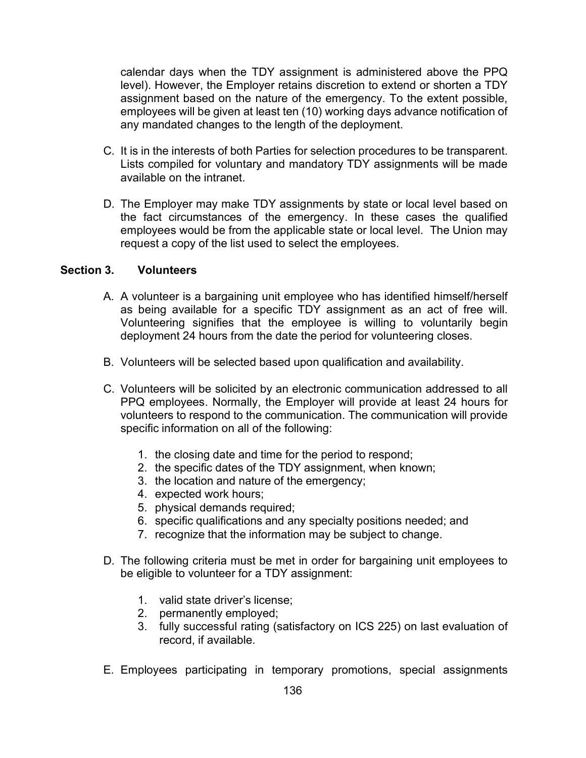calendar days when the TDY assignment is administered above the PPQ level). However, the Employer retains discretion to extend or shorten a TDY assignment based on the nature of the emergency. To the extent possible, employees will be given at least ten (10) working days advance notification of any mandated changes to the length of the deployment.

C. It is in the interests of both Parties for selection procedures to be transparent. Lists compiled for voluntary and mandatory TDY assignments will be made available on the intranet.

D. The Employer may make TDY assignments by state or local level based on the fact circumstances of the emergency. In these cases the qualified employees would be from the applicable state or local level. The Union may request a copy of the list used to select the employees.

**Section 3. Volunteers**

A. A volunteer is a bargaining unit employee who has identified himself/herself as being available for a specific TDY assignment as an act of free will. Volunteering signifies that the employee is willing to voluntarily begin deployment 24 hours from the date the period for volunteering closes.

B. Volunteers will be selected based upon qualification and availability.

C. Volunteers will be solicited by an electronic communication addressed to all PPQ employees. Normally, the Employer will provide at least 24 hours for volunteers to respond to the communication. The communication will provide specific information on all of the following:

   1. the closing date and time for the period to respond;
   2. the specific dates of the TDY assignment, when known;
   3. the location and nature of the emergency;
   4. expected work hours;
   5. physical demands required;
   6. specific qualifications and any specialty positions needed; and
   7. recognize that the information may be subject to change.

D. The following criteria must be met in order for bargaining unit employees to be eligible to volunteer for a TDY assignment:

   1. valid state driver's license;
   2. permanently employed;
   3. fully successful rating (satisfactory on ICS 225) on last evaluation of record, if available.

E. Employees participating in temporary promotions, special assignments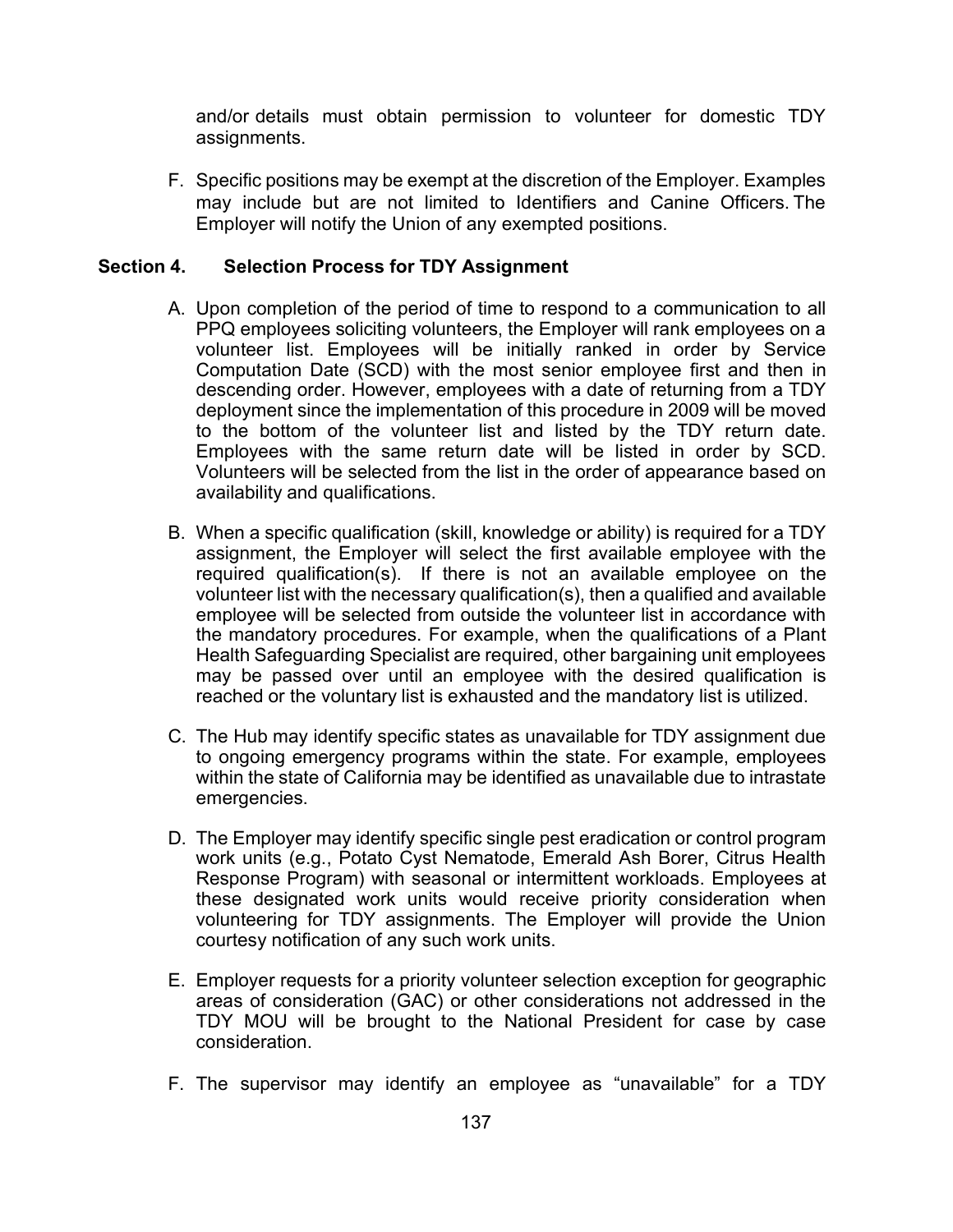and/or details must obtain permission to volunteer for domestic TDY assignments.

F. Specific positions may be exempt at the discretion of the Employer. Examples may include but are not limited to Identifiers and Canine Officers. The Employer will notify the Union of any exempted positions.

### Section 4. Selection Process for TDY Assignment

A. Upon completion of the period of time to respond to a communication to all PPQ employees soliciting volunteers, the Employer will rank employees on a volunteer list. Employees will be initially ranked in order by Service Computation Date (SCD) with the most senior employee first and then in descending order. However, employees with a date of returning from a TDY deployment since the implementation of this procedure in 2009 will be moved to the bottom of the volunteer list and listed by the TDY return date. Employees with the same return date will be listed in order by SCD. Volunteers will be selected from the list in the order of appearance based on availability and qualifications.

B. When a specific qualification (skill, knowledge or ability) is required for a TDY assignment, the Employer will select the first available employee with the required qualification(s). If there is not an available employee on the volunteer list with the necessary qualification(s), then a qualified and available employee will be selected from outside the volunteer list in accordance with the mandatory procedures. For example, when the qualifications of a Plant Health Safeguarding Specialist are required, other bargaining unit employees may be passed over until an employee with the desired qualification is reached or the voluntary list is exhausted and the mandatory list is utilized.

C. The Hub may identify specific states as unavailable for TDY assignment due to ongoing emergency programs within the state. For example, employees within the state of California may be identified as unavailable due to intrastate emergencies.

D. The Employer may identify specific single pest eradication or control program work units (e.g., Potato Cyst Nematode, Emerald Ash Borer, Citrus Health Response Program) with seasonal or intermittent workloads. Employees at these designated work units would receive priority consideration when volunteering for TDY assignments. The Employer will provide the Union courtesy notification of any such work units.

E. Employer requests for a priority volunteer selection exception for geographic areas of consideration (GAC) or other considerations not addressed in the TDY MOU will be brought to the National President for case by case consideration.

F. The supervisor may identify an employee as "unavailable" for a TDY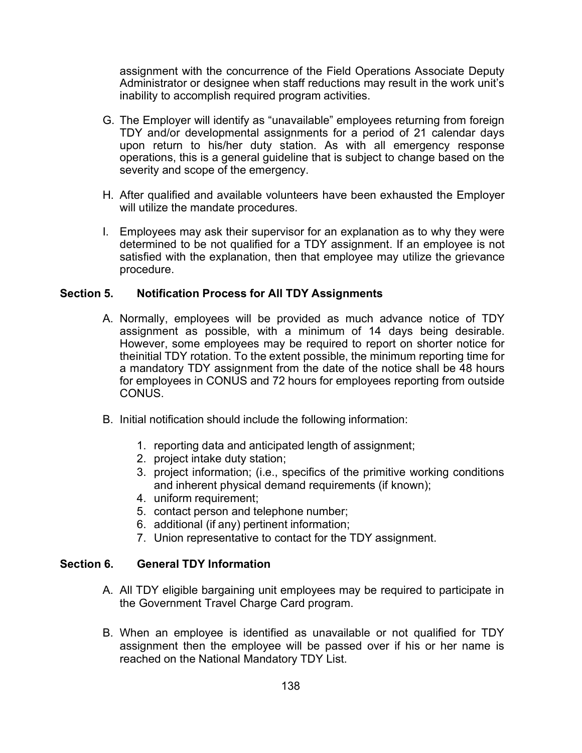assignment with the concurrence of the Field Operations Associate Deputy Administrator or designee when staff reductions may result in the work unit's inability to accomplish required program activities.

G. The Employer will identify as "unavailable" employees returning from foreign TDY and/or developmental assignments for a period of 21 calendar days upon return to his/her duty station. As with all emergency response operations, this is a general guideline that is subject to change based on the severity and scope of the emergency.

H. After qualified and available volunteers have been exhausted the Employer will utilize the mandate procedures.

I. Employees may ask their supervisor for an explanation as to why they were determined to be not qualified for a TDY assignment. If an employee is not satisfied with the explanation, then that employee may utilize the grievance procedure.

## Section 5. Notification Process for All TDY Assignments

A. Normally, employees will be provided as much advance notice of TDY assignment as possible, with a minimum of 14 days being desirable. However, some employees may be required to report on shorter notice for theinitial TDY rotation. To the extent possible, the minimum reporting time for a mandatory TDY assignment from the date of the notice shall be 48 hours for employees in CONUS and 72 hours for employees reporting from outside CONUS.

B. Initial notification should include the following information:

   1. reporting data and anticipated length of assignment;
   2. project intake duty station;
   3. project information; (i.e., specifics of the primitive working conditions and inherent physical demand requirements (if known);
   4. uniform requirement;
   5. contact person and telephone number;
   6. additional (if any) pertinent information;
   7. Union representative to contact for the TDY assignment.

## Section 6. General TDY Information

A. All TDY eligible bargaining unit employees may be required to participate in the Government Travel Charge Card program.

B. When an employee is identified as unavailable or not qualified for TDY assignment then the employee will be passed over if his or her name is reached on the National Mandatory TDY List.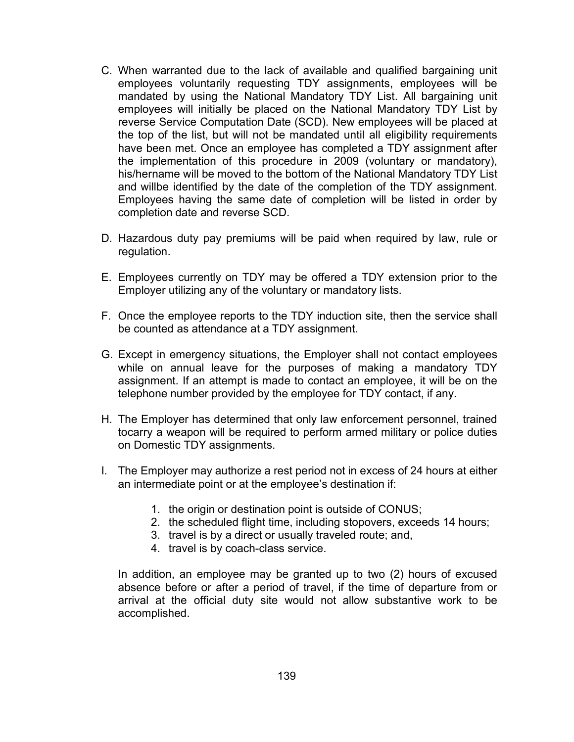C. When warranted due to the lack of available and qualified bargaining unit employees voluntarily requesting TDY assignments, employees will be mandated by using the National Mandatory TDY List. All bargaining unit employees will initially be placed on the National Mandatory TDY List by reverse Service Computation Date (SCD). New employees will be placed at the top of the list, but will not be mandated until all eligibility requirements have been met. Once an employee has completed a TDY assignment after the implementation of this procedure in 2009 (voluntary or mandatory), his/hername will be moved to the bottom of the National Mandatory TDY List and willbe identified by the date of the completion of the TDY assignment. Employees having the same date of completion will be listed in order by completion date and reverse SCD.

D. Hazardous duty pay premiums will be paid when required by law, rule or regulation.

E. Employees currently on TDY may be offered a TDY extension prior to the Employer utilizing any of the voluntary or mandatory lists.

F. Once the employee reports to the TDY induction site, then the service shall be counted as attendance at a TDY assignment.

G. Except in emergency situations, the Employer shall not contact employees while on annual leave for the purposes of making a mandatory TDY assignment. If an attempt is made to contact an employee, it will be on the telephone number provided by the employee for TDY contact, if any.

H. The Employer has determined that only law enforcement personnel, trained tocarry a weapon will be required to perform armed military or police duties on Domestic TDY assignments.

I. The Employer may authorize a rest period not in excess of 24 hours at either an intermediate point or at the employee's destination if:

   1. the origin or destination point is outside of CONUS;
   2. the scheduled flight time, including stopovers, exceeds 14 hours;
   3. travel is by a direct or usually traveled route; and,
   4. travel is by coach-class service.

   In addition, an employee may be granted up to two (2) hours of excused absence before or after a period of travel, if the time of departure from or arrival at the official duty site would not allow substantive work to be accomplished.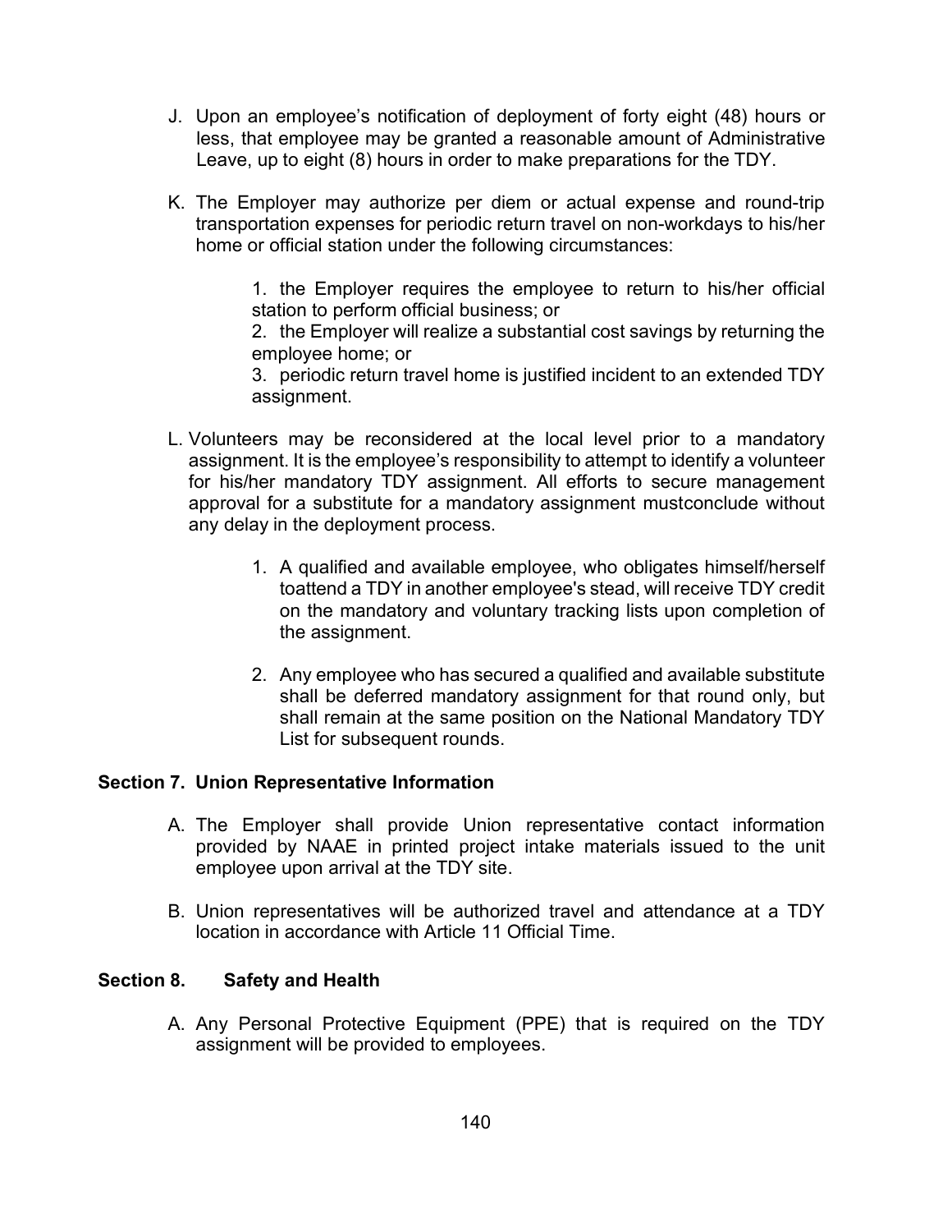J. Upon an employee's notification of deployment of forty eight (48) hours or less, that employee may be granted a reasonable amount of Administrative Leave, up to eight (8) hours in order to make preparations for the TDY.

K. The Employer may authorize per diem or actual expense and round-trip transportation expenses for periodic return travel on non-workdays to his/her home or official station under the following circumstances:

   1. the Employer requires the employee to return to his/her official station to perform official business; or
   2. the Employer will realize a substantial cost savings by returning the employee home; or
   3. periodic return travel home is justified incident to an extended TDY assignment.

L. Volunteers may be reconsidered at the local level prior to a mandatory assignment. It is the employee's responsibility to attempt to identify a volunteer for his/her mandatory TDY assignment. All efforts to secure management approval for a substitute for a mandatory assignment mustconclude without any delay in the deployment process.

   1. A qualified and available employee, who obligates himself/herself toattend a TDY in another employee's stead, will receive TDY credit on the mandatory and voluntary tracking lists upon completion of the assignment.

   2. Any employee who has secured a qualified and available substitute shall be deferred mandatory assignment for that round only, but shall remain at the same position on the National Mandatory TDY List for subsequent rounds.

### Section 7. Union Representative Information

A. The Employer shall provide Union representative contact information provided by NAAE in printed project intake materials issued to the unit employee upon arrival at the TDY site.

B. Union representatives will be authorized travel and attendance at a TDY location in accordance with Article 11 Official Time.

### Section 8. Safety and Health

A. Any Personal Protective Equipment (PPE) that is required on the TDY assignment will be provided to employees.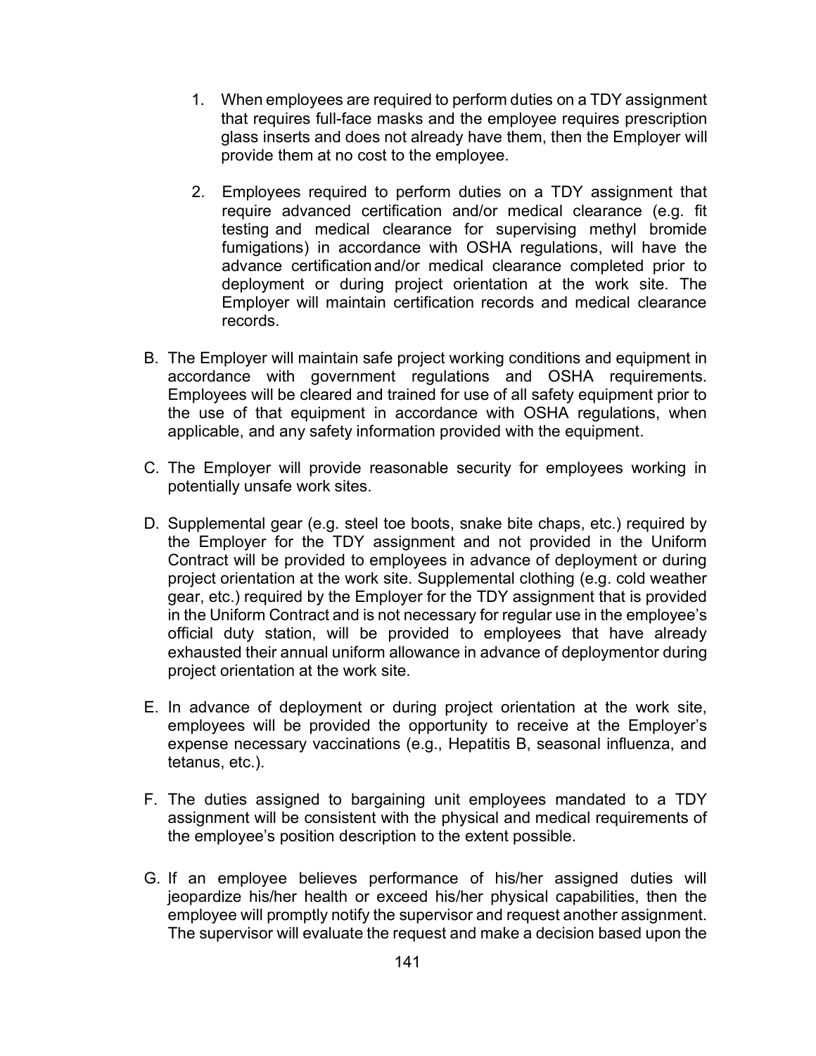1. When employees are required to perform duties on a TDY assignment that requires full-face masks and the employee requires prescription glass inserts and does not already have them, then the Employer will provide them at no cost to the employee.

2. Employees required to perform duties on a TDY assignment that require advanced certification and/or medical clearance (e.g. fit testing and medical clearance for supervising methyl bromide fumigations) in accordance with OSHA regulations, will have the advance certification and/or medical clearance completed prior to deployment or during project orientation at the work site. The Employer will maintain certification records and medical clearance records.

B. The Employer will maintain safe project working conditions and equipment in accordance with government regulations and OSHA requirements. Employees will be cleared and trained for use of all safety equipment prior to the use of that equipment in accordance with OSHA regulations, when applicable, and any safety information provided with the equipment.

C. The Employer will provide reasonable security for employees working in potentially unsafe work sites.

D. Supplemental gear (e.g. steel toe boots, snake bite chaps, etc.) required by the Employer for the TDY assignment and not provided in the Uniform Contract will be provided to employees in advance of deployment or during project orientation at the work site. Supplemental clothing (e.g. cold weather gear, etc.) required by the Employer for the TDY assignment that is provided in the Uniform Contract and is not necessary for regular use in the employee's official duty station, will be provided to employees that have already exhausted their annual uniform allowance in advance of deploymentor during project orientation at the work site.

E. In advance of deployment or during project orientation at the work site, employees will be provided the opportunity to receive at the Employer's expense necessary vaccinations (e.g., Hepatitis B, seasonal influenza, and tetanus, etc.).

F. The duties assigned to bargaining unit employees mandated to a TDY assignment will be consistent with the physical and medical requirements of the employee's position description to the extent possible.

G. If an employee believes performance of his/her assigned duties will jeopardize his/her health or exceed his/her physical capabilities, then the employee will promptly notify the supervisor and request another assignment. The supervisor will evaluate the request and make a decision based upon the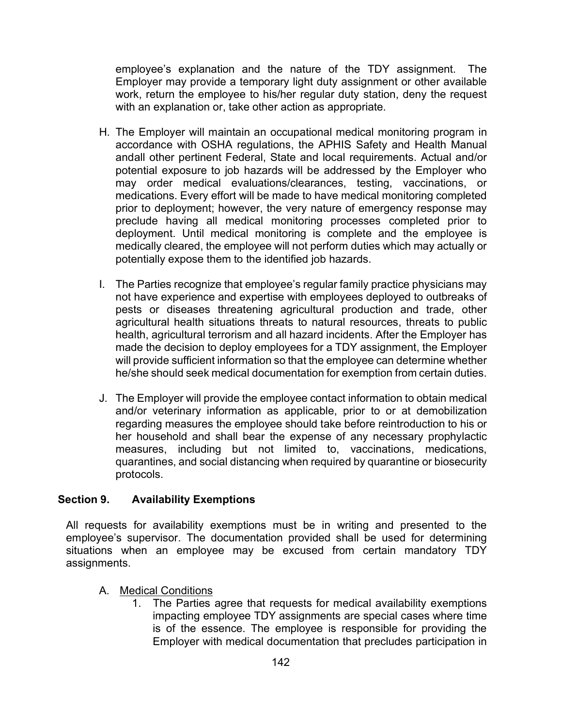employee's explanation and the nature of the TDY assignment. The Employer may provide a temporary light duty assignment or other available work, return the employee to his/her regular duty station, deny the request with an explanation or, take other action as appropriate.

H. The Employer will maintain an occupational medical monitoring program in accordance with OSHA regulations, the APHIS Safety and Health Manual andall other pertinent Federal, State and local requirements. Actual and/or potential exposure to job hazards will be addressed by the Employer who may order medical evaluations/clearances, testing, vaccinations, or medications. Every effort will be made to have medical monitoring completed prior to deployment; however, the very nature of emergency response may preclude having all medical monitoring processes completed prior to deployment. Until medical monitoring is complete and the employee is medically cleared, the employee will not perform duties which may actually or potentially expose them to the identified job hazards.

I. The Parties recognize that employee's regular family practice physicians may not have experience and expertise with employees deployed to outbreaks of pests or diseases threatening agricultural production and trade, other agricultural health situations threats to natural resources, threats to public health, agricultural terrorism and all hazard incidents. After the Employer has made the decision to deploy employees for a TDY assignment, the Employer will provide sufficient information so that the employee can determine whether he/she should seek medical documentation for exemption from certain duties.

J. The Employer will provide the employee contact information to obtain medical and/or veterinary information as applicable, prior to or at demobilization regarding measures the employee should take before reintroduction to his or her household and shall bear the expense of any necessary prophylactic measures, including but not limited to, vaccinations, medications, quarantines, and social distancing when required by quarantine or biosecurity protocols.

## Section 9. Availability Exemptions

All requests for availability exemptions must be in writing and presented to the employee's supervisor. The documentation provided shall be used for determining situations when an employee may be excused from certain mandatory TDY assignments.

A. <u>Medical Conditions</u>

1. The Parties agree that requests for medical availability exemptions impacting employee TDY assignments are special cases where time is of the essence. The employee is responsible for providing the Employer with medical documentation that precludes participation in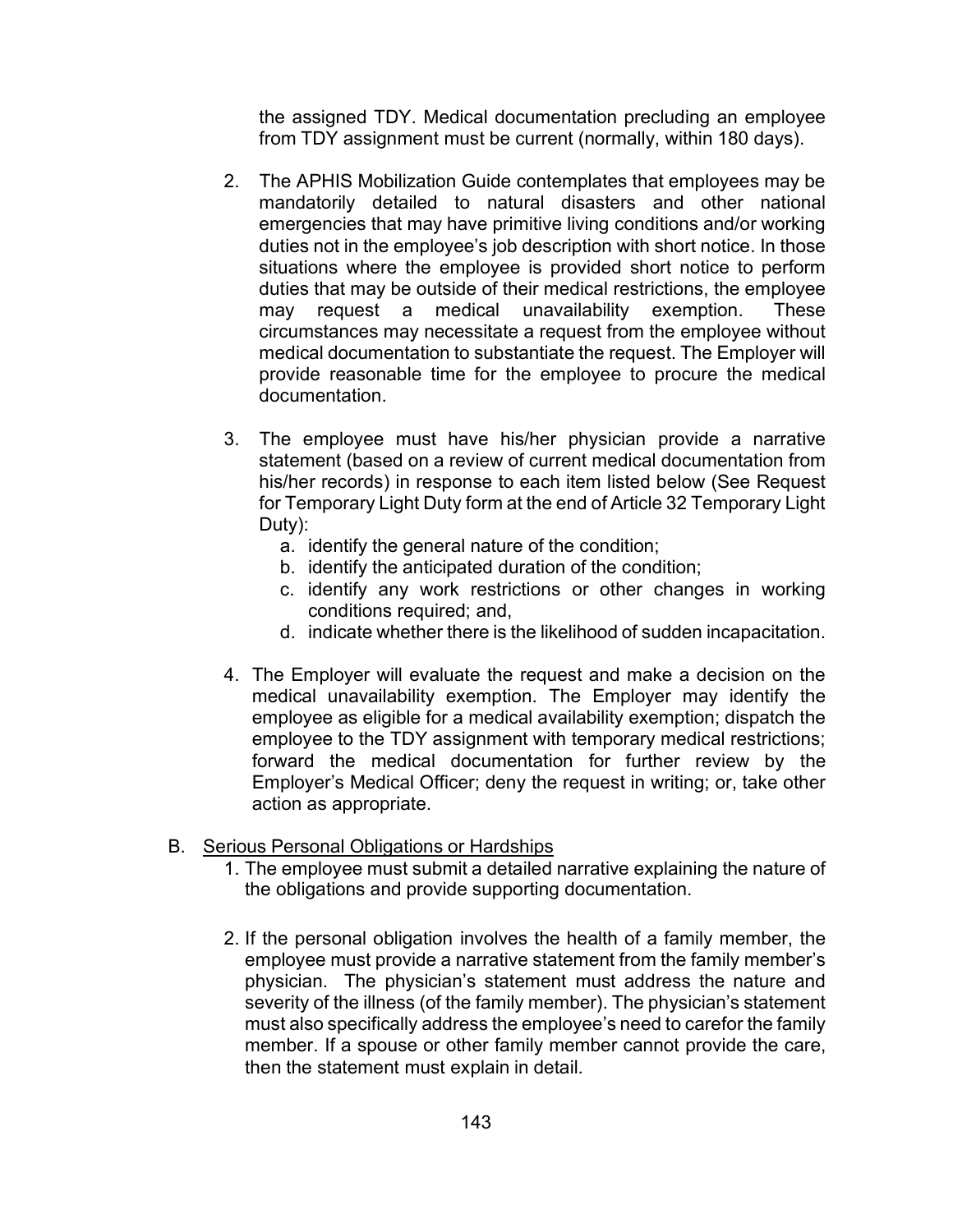the assigned TDY. Medical documentation precluding an employee from TDY assignment must be current (normally, within 180 days).

2. The APHIS Mobilization Guide contemplates that employees may be mandatorily detailed to natural disasters and other national emergencies that may have primitive living conditions and/or working duties not in the employee's job description with short notice. In those situations where the employee is provided short notice to perform duties that may be outside of their medical restrictions, the employee may request a medical unavailability exemption. These circumstances may necessitate a request from the employee without medical documentation to substantiate the request. The Employer will provide reasonable time for the employee to procure the medical documentation.

3. The employee must have his/her physician provide a narrative statement (based on a review of current medical documentation from his/her records) in response to each item listed below (See Request for Temporary Light Duty form at the end of Article 32 Temporary Light Duty):
   a. identify the general nature of the condition;
   b. identify the anticipated duration of the condition;
   c. identify any work restrictions or other changes in working conditions required; and,
   d. indicate whether there is the likelihood of sudden incapacitation.

4. The Employer will evaluate the request and make a decision on the medical unavailability exemption. The Employer may identify the employee as eligible for a medical availability exemption; dispatch the employee to the TDY assignment with temporary medical restrictions; forward the medical documentation for further review by the Employer's Medical Officer; deny the request in writing; or, take other action as appropriate.

B. <u>Serious Personal Obligations or Hardships</u>

1. The employee must submit a detailed narrative explaining the nature of the obligations and provide supporting documentation.

2. If the personal obligation involves the health of a family member, the employee must provide a narrative statement from the family member's physician. The physician's statement must address the nature and severity of the illness (of the family member). The physician's statement must also specifically address the employee's need to carefor the family member. If a spouse or other family member cannot provide the care, then the statement must explain in detail.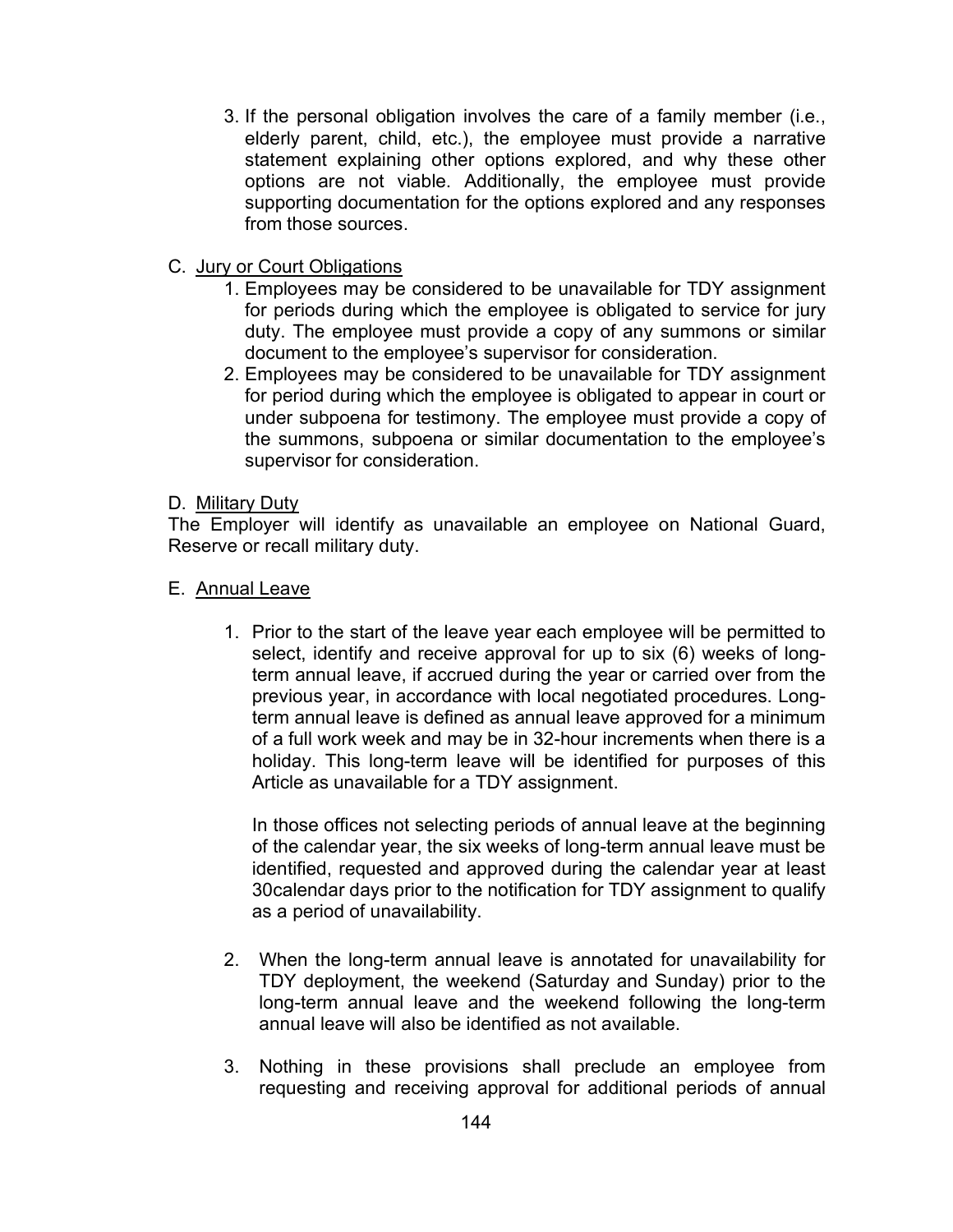3. If the personal obligation involves the care of a family member (i.e., elderly parent, child, etc.), the employee must provide a narrative statement explaining other options explored, and why these other options are not viable. Additionally, the employee must provide supporting documentation for the options explored and any responses from those sources.

C. <u>Jury or Court Obligations</u>

1. Employees may be considered to be unavailable for TDY assignment for periods during which the employee is obligated to service for jury duty. The employee must provide a copy of any summons or similar document to the employee's supervisor for consideration.
2. Employees may be considered to be unavailable for TDY assignment for period during which the employee is obligated to appear in court or under subpoena for testimony. The employee must provide a copy of the summons, subpoena or similar documentation to the employee's supervisor for consideration.

D. <u>Military Duty</u>

The Employer will identify as unavailable an employee on National Guard, Reserve or recall military duty.

E. <u>Annual Leave</u>

1. Prior to the start of the leave year each employee will be permitted to select, identify and receive approval for up to six (6) weeks of long-term annual leave, if accrued during the year or carried over from the previous year, in accordance with local negotiated procedures. Long-term annual leave is defined as annual leave approved for a minimum of a full work week and may be in 32-hour increments when there is a holiday. This long-term leave will be identified for purposes of this Article as unavailable for a TDY assignment.

   In those offices not selecting periods of annual leave at the beginning of the calendar year, the six weeks of long-term annual leave must be identified, requested and approved during the calendar year at least 30calendar days prior to the notification for TDY assignment to qualify as a period of unavailability.

2. When the long-term annual leave is annotated for unavailability for TDY deployment, the weekend (Saturday and Sunday) prior to the long-term annual leave and the weekend following the long-term annual leave will also be identified as not available.

3. Nothing in these provisions shall preclude an employee from requesting and receiving approval for additional periods of annual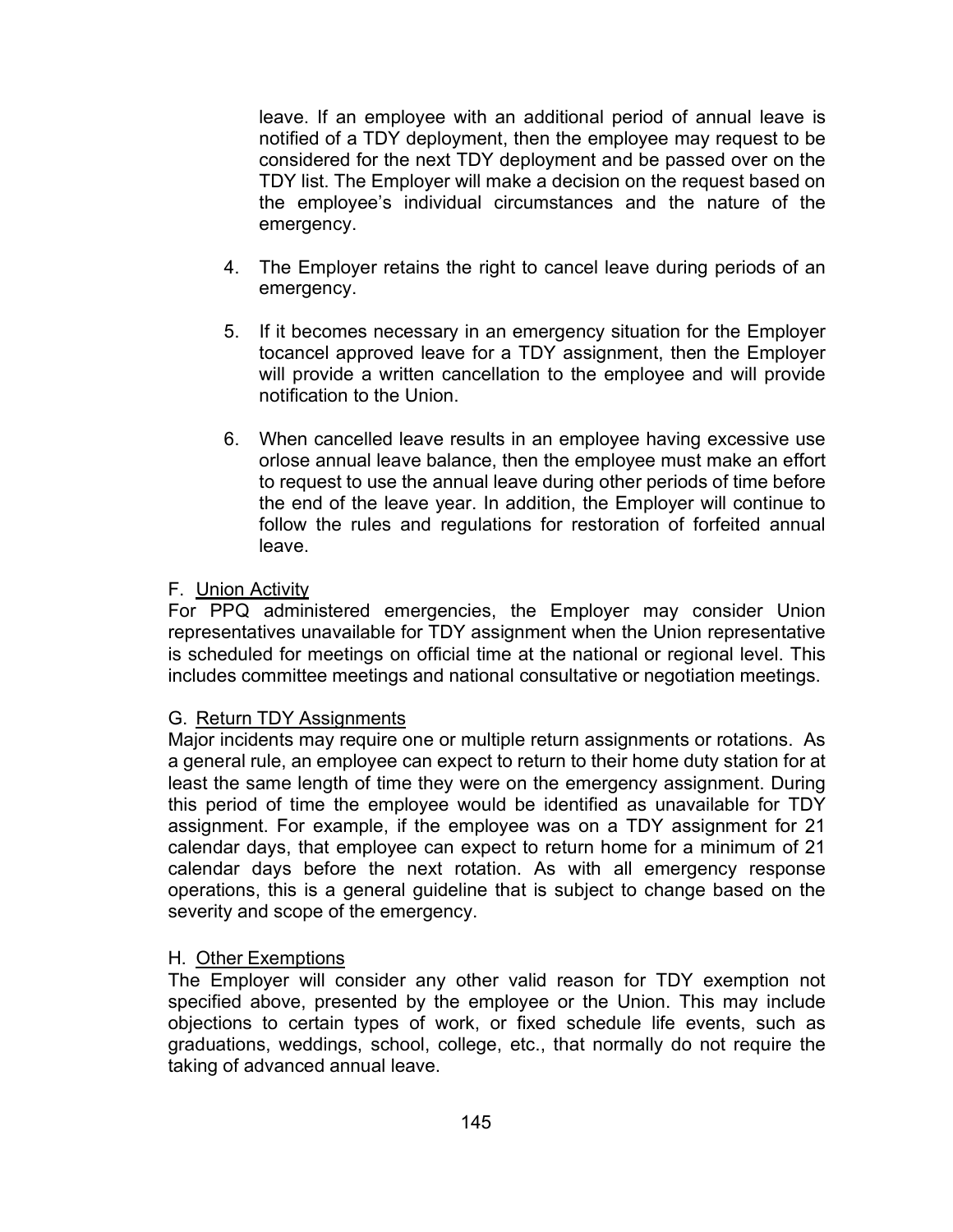leave. If an employee with an additional period of annual leave is notified of a TDY deployment, then the employee may request to be considered for the next TDY deployment and be passed over on the TDY list. The Employer will make a decision on the request based on the employee's individual circumstances and the nature of the emergency.

4. The Employer retains the right to cancel leave during periods of an emergency.

5. If it becomes necessary in an emergency situation for the Employer tocancel approved leave for a TDY assignment, then the Employer will provide a written cancellation to the employee and will provide notification to the Union.

6. When cancelled leave results in an employee having excessive use orlose annual leave balance, then the employee must make an effort to request to use the annual leave during other periods of time before the end of the leave year. In addition, the Employer will continue to follow the rules and regulations for restoration of forfeited annual leave.

F. Union Activity

For PPQ administered emergencies, the Employer may consider Union representatives unavailable for TDY assignment when the Union representative is scheduled for meetings on official time at the national or regional level. This includes committee meetings and national consultative or negotiation meetings.

G. Return TDY Assignments

Major incidents may require one or multiple return assignments or rotations. As a general rule, an employee can expect to return to their home duty station for at least the same length of time they were on the emergency assignment. During this period of time the employee would be identified as unavailable for TDY assignment. For example, if the employee was on a TDY assignment for 21 calendar days, that employee can expect to return home for a minimum of 21 calendar days before the next rotation. As with all emergency response operations, this is a general guideline that is subject to change based on the severity and scope of the emergency.

H. Other Exemptions

The Employer will consider any other valid reason for TDY exemption not specified above, presented by the employee or the Union. This may include objections to certain types of work, or fixed schedule life events, such as graduations, weddings, school, college, etc., that normally do not require the taking of advanced annual leave.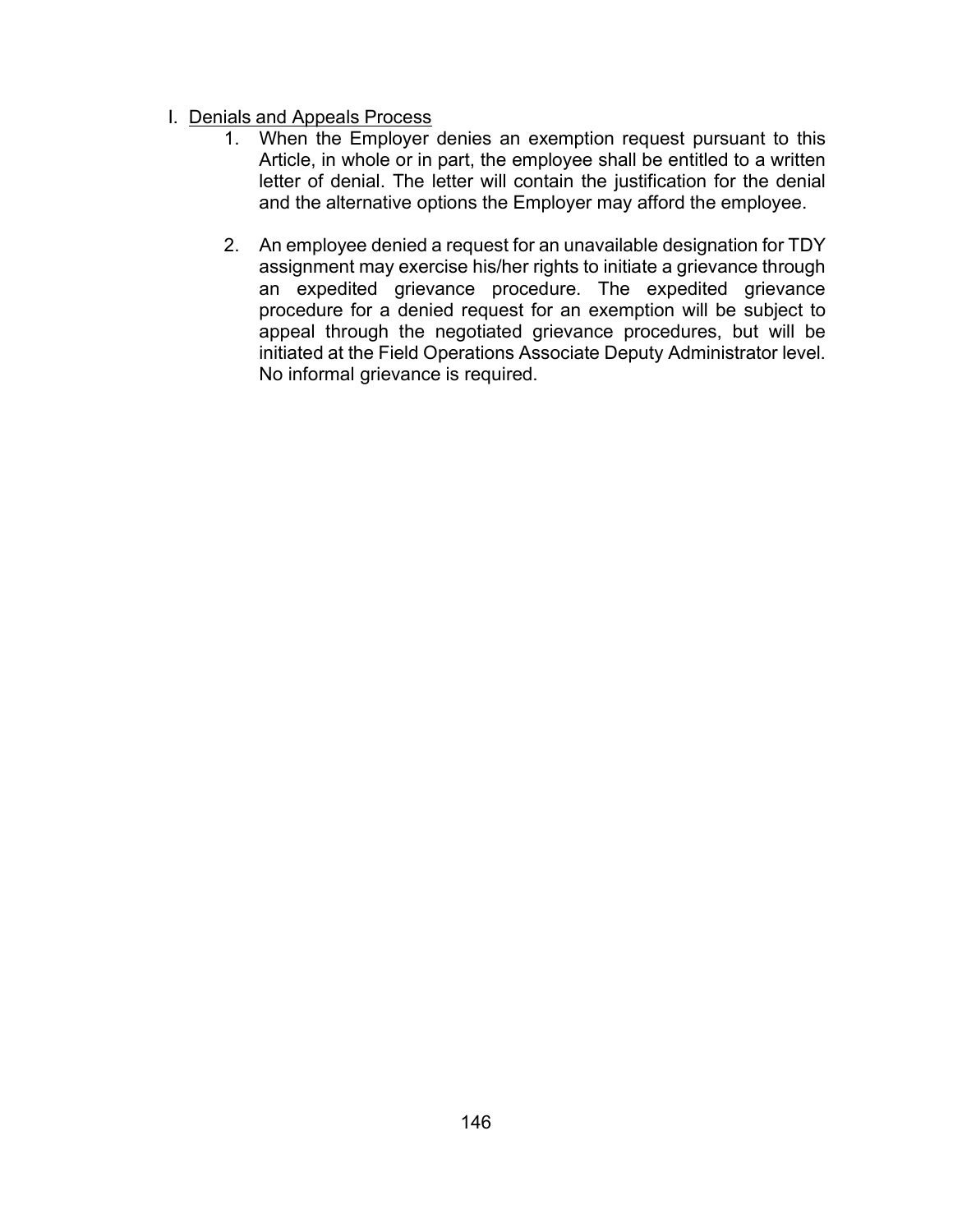I. <u>Denials and Appeals Process</u>

1. When the Employer denies an exemption request pursuant to this Article, in whole or in part, the employee shall be entitled to a written letter of denial. The letter will contain the justification for the denial and the alternative options the Employer may afford the employee.

2. An employee denied a request for an unavailable designation for TDY assignment may exercise his/her rights to initiate a grievance through an expedited grievance procedure. The expedited grievance procedure for a denied request for an exemption will be subject to appeal through the negotiated grievance procedures, but will be initiated at the Field Operations Associate Deputy Administrator level. No informal grievance is required.